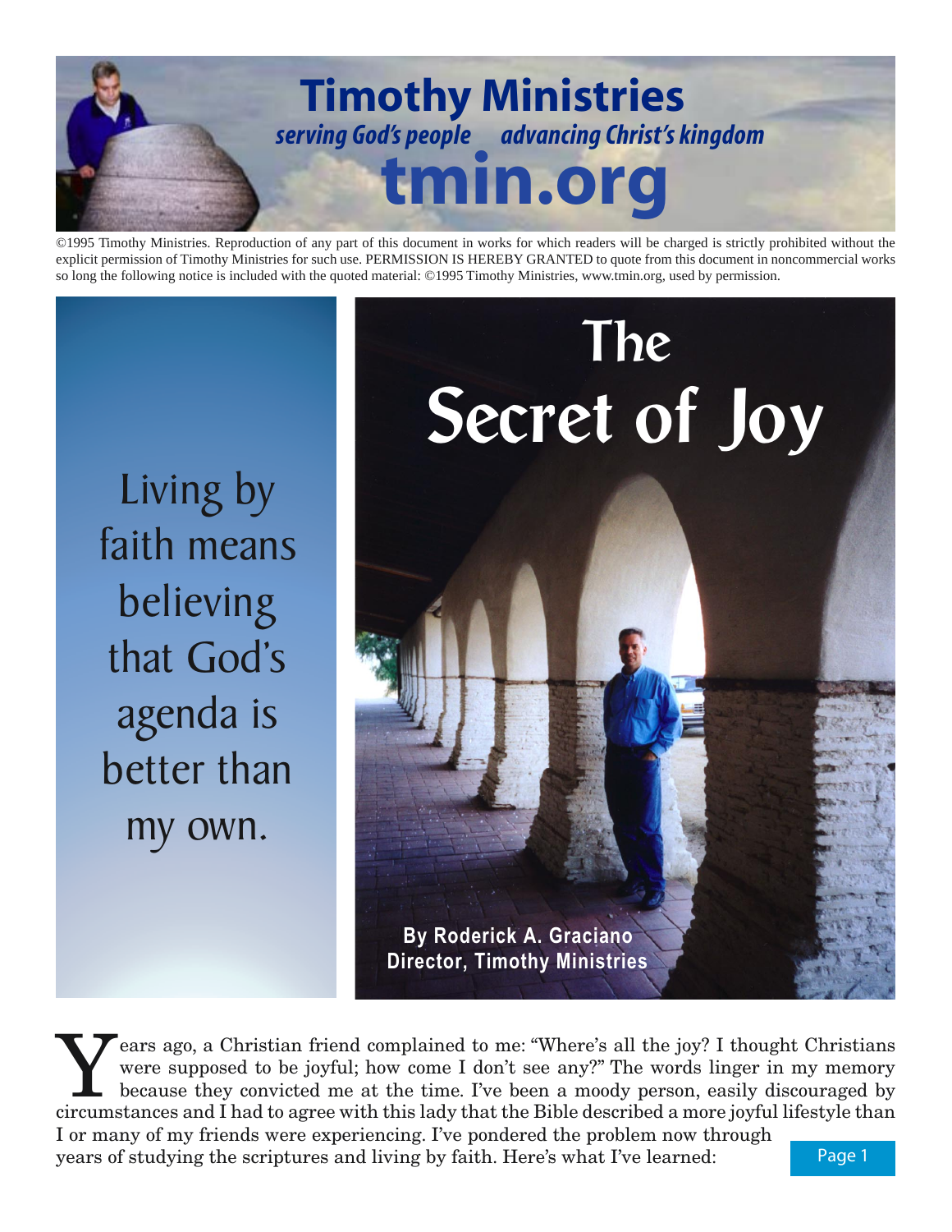# Timothy Ministries

*serving God's people advancing Christ's kingdom*

**tmin.org**

©1995 Timothy Ministries. Reproduction of any part of this document in works for which readers will be charged is strictly prohibited without the explicit permission of Timothy Ministries for such use. PERMISSION IS HEREBY GRANTED to quote from this document in noncommercial works so long the following notice is included with the quoted material: ©1995 Timothy Ministries, www.tmin.org, used by permission.

Living by faith means believing that God's agenda is better than my own.

# The Secret of Joy

**By Roderick A. Graciano**
**Director, Timothy Ministries**

Years ago, a Christian friend complained to me: "Where's all the joy? I thought Christians were supposed to be joyful; how come I don't see any?" The words linger in my memory because they convicted me at the time. I've been a moody person, easily discouraged by circumstances and I had to agree with this lady that the Bible described a more joyful lifestyle than I or many of my friends were experiencing. I've pondered the problem now through years of studying the scriptures and living by faith. Here's what I've learned: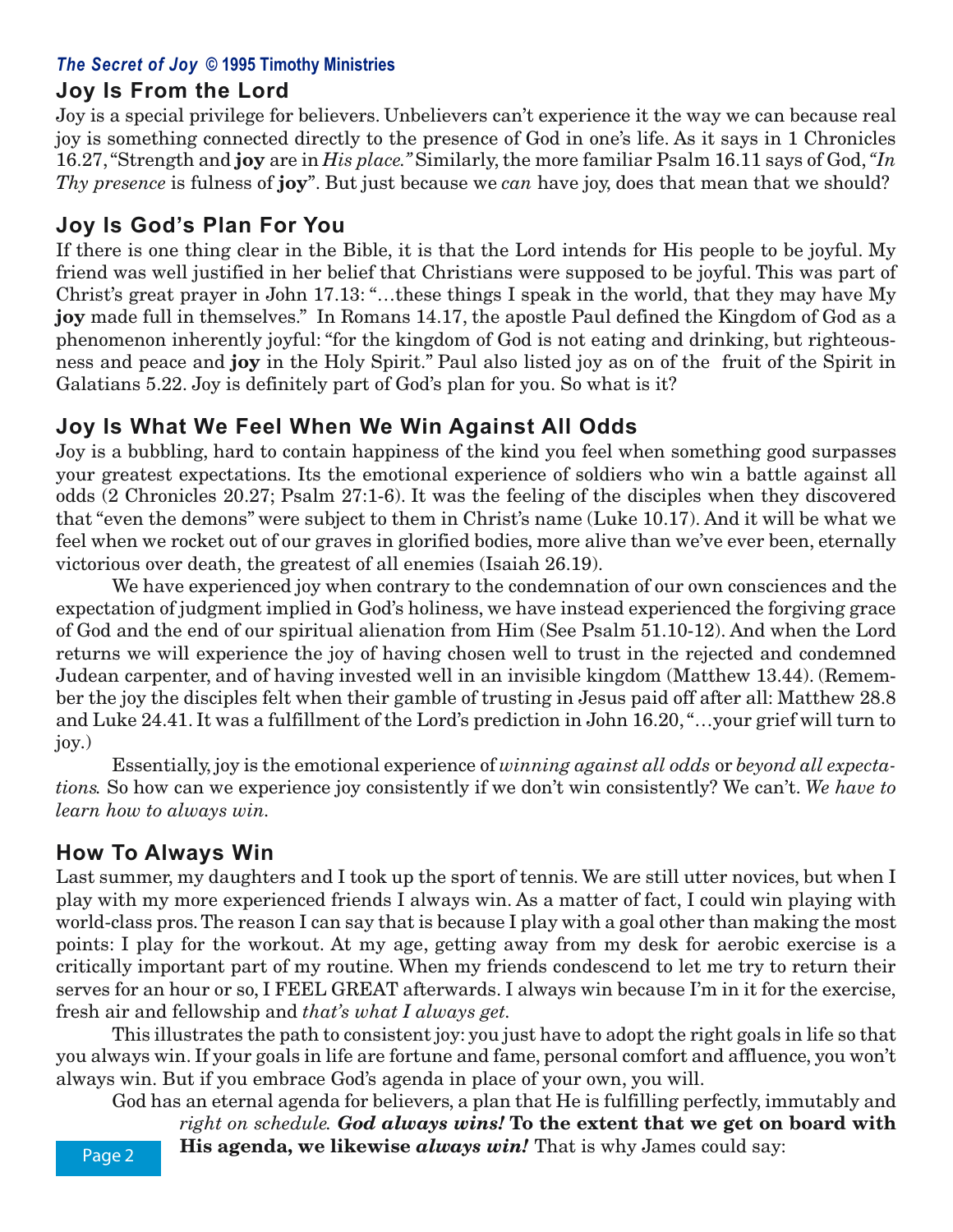## Joy Is From the Lord

Joy is a special privilege for believers. Unbelievers can't experience it the way we can because real joy is something connected directly to the presence of God in one's life. As it says in 1 Chronicles 16.27, "Strength and **joy** are in *His place."* Similarly, the more familiar Psalm 16.11 says of God, *"In Thy presence* is fulness of **joy**". But just because we *can* have joy, does that mean that we should?

## Joy Is God's Plan For You

If there is one thing clear in the Bible, it is that the Lord intends for His people to be joyful. My friend was well justified in her belief that Christians were supposed to be joyful. This was part of Christ's great prayer in John 17.13: "…these things I speak in the world, that they may have My **joy** made full in themselves." In Romans 14.17, the apostle Paul defined the Kingdom of God as a phenomenon inherently joyful: "for the kingdom of God is not eating and drinking, but righteousness and peace and **joy** in the Holy Spirit." Paul also listed joy as on of the fruit of the Spirit in Galatians 5.22. Joy is definitely part of God's plan for you. So what is it?

## Joy Is What We Feel When We Win Against All Odds

Joy is a bubbling, hard to contain happiness of the kind you feel when something good surpasses your greatest expectations. Its the emotional experience of soldiers who win a battle against all odds (2 Chronicles 20.27; Psalm 27:1-6). It was the feeling of the disciples when they discovered that "even the demons" were subject to them in Christ's name (Luke 10.17). And it will be what we feel when we rocket out of our graves in glorified bodies, more alive than we've ever been, eternally victorious over death, the greatest of all enemies (Isaiah 26.19).

We have experienced joy when contrary to the condemnation of our own consciences and the expectation of judgment implied in God's holiness, we have instead experienced the forgiving grace of God and the end of our spiritual alienation from Him (See Psalm 51.10-12). And when the Lord returns we will experience the joy of having chosen well to trust in the rejected and condemned Judean carpenter, and of having invested well in an invisible kingdom (Matthew 13.44). (Remember the joy the disciples felt when their gamble of trusting in Jesus paid off after all: Matthew 28.8 and Luke 24.41. It was a fulfillment of the Lord's prediction in John 16.20, "…your grief will turn to joy.)

Essentially, joy is the emotional experience of *winning against all odds* or *beyond all expectations.* So how can we experience joy consistently if we don't win consistently? We can't. *We have to learn how to always win.*

## How To Always Win

Last summer, my daughters and I took up the sport of tennis. We are still utter novices, but when I play with my more experienced friends I always win. As a matter of fact, I could win playing with world-class pros. The reason I can say that is because I play with a goal other than making the most points: I play for the workout. At my age, getting away from my desk for aerobic exercise is a critically important part of my routine. When my friends condescend to let me try to return their serves for an hour or so, I FEEL GREAT afterwards. I always win because I'm in it for the exercise, fresh air and fellowship and *that's what I always get.*

This illustrates the path to consistent joy: you just have to adopt the right goals in life so that you always win. If your goals in life are fortune and fame, personal comfort and affluence, you won't always win. But if you embrace God's agenda in place of your own, you will.

God has an eternal agenda for believers, a plan that He is fulfilling perfectly, immutably and *right on schedule.* ***God always wins!*** **To the extent that we get on board with His agenda, we likewise *always win!*** That is why James could say: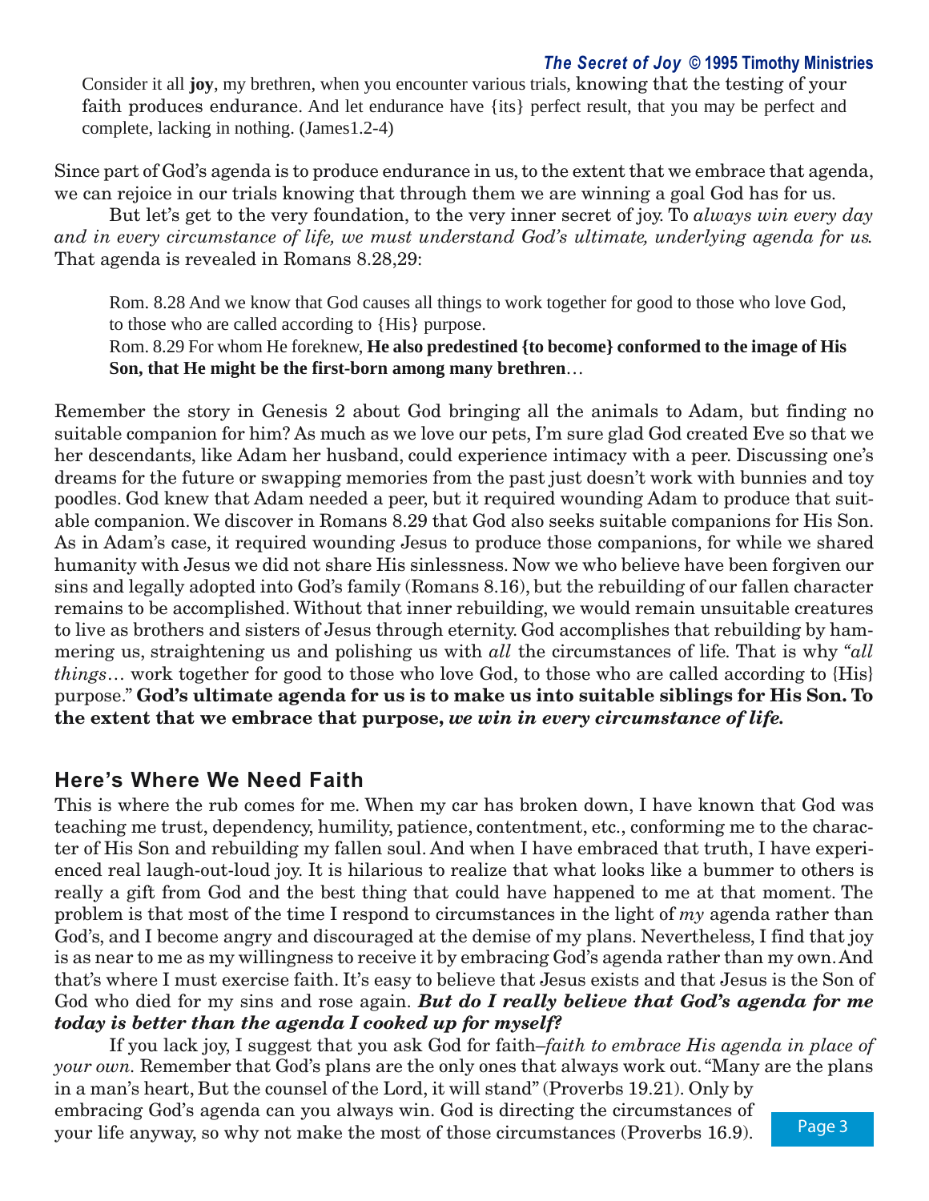Consider it all **joy**, my brethren, when you encounter various trials, knowing that the testing of your faith produces endurance. And let endurance have {its} perfect result, that you may be perfect and complete, lacking in nothing. (James1.2-4)

Since part of God's agenda is to produce endurance in us, to the extent that we embrace that agenda, we can rejoice in our trials knowing that through them we are winning a goal God has for us.

But let's get to the very foundation, to the very inner secret of joy. To *always win every day and in every circumstance of life, we must understand God's ultimate, underlying agenda for us.* That agenda is revealed in Romans 8.28,29:

> Rom. 8.28 And we know that God causes all things to work together for good to those who love God, to those who are called according to {His} purpose.
>
> Rom. 8.29 For whom He foreknew, **He also predestined {to become} conformed to the image of His Son, that He might be the first-born among many brethren**…

Remember the story in Genesis 2 about God bringing all the animals to Adam, but finding no suitable companion for him? As much as we love our pets, I'm sure glad God created Eve so that we her descendants, like Adam her husband, could experience intimacy with a peer. Discussing one's dreams for the future or swapping memories from the past just doesn't work with bunnies and toy poodles. God knew that Adam needed a peer, but it required wounding Adam to produce that suitable companion. We discover in Romans 8.29 that God also seeks suitable companions for His Son. As in Adam's case, it required wounding Jesus to produce those companions, for while we shared humanity with Jesus we did not share His sinlessness. Now we who believe have been forgiven our sins and legally adopted into God's family (Romans 8.16), but the rebuilding of our fallen character remains to be accomplished. Without that inner rebuilding, we would remain unsuitable creatures to live as brothers and sisters of Jesus through eternity. God accomplishes that rebuilding by hammering us, straightening us and polishing us with *all* the circumstances of life. That is why *"all things…* work together for good to those who love God, to those who are called according to {His} purpose." **God's ultimate agenda for us is to make us into suitable siblings for His Son. To the extent that we embrace that purpose, *we win in every circumstance of life.***

## Here's Where We Need Faith

This is where the rub comes for me. When my car has broken down, I have known that God was teaching me trust, dependency, humility, patience, contentment, etc., conforming me to the character of His Son and rebuilding my fallen soul. And when I have embraced that truth, I have experienced real laugh-out-loud joy. It is hilarious to realize that what looks like a bummer to others is really a gift from God and the best thing that could have happened to me at that moment. The problem is that most of the time I respond to circumstances in the light of *my* agenda rather than God's, and I become angry and discouraged at the demise of my plans. Nevertheless, I find that joy is as near to me as my willingness to receive it by embracing God's agenda rather than my own. And that's where I must exercise faith. It's easy to believe that Jesus exists and that Jesus is the Son of God who died for my sins and rose again. ***But do I really believe that God's agenda for me today is better than the agenda I cooked up for myself?***

If you lack joy, I suggest that you ask God for faith–*faith to embrace His agenda in place of your own.* Remember that God's plans are the only ones that always work out. "Many are the plans in a man's heart, But the counsel of the Lord, it will stand" (Proverbs 19.21). Only by embracing God's agenda can you always win. God is directing the circumstances of your life anyway, so why not make the most of those circumstances (Proverbs 16.9).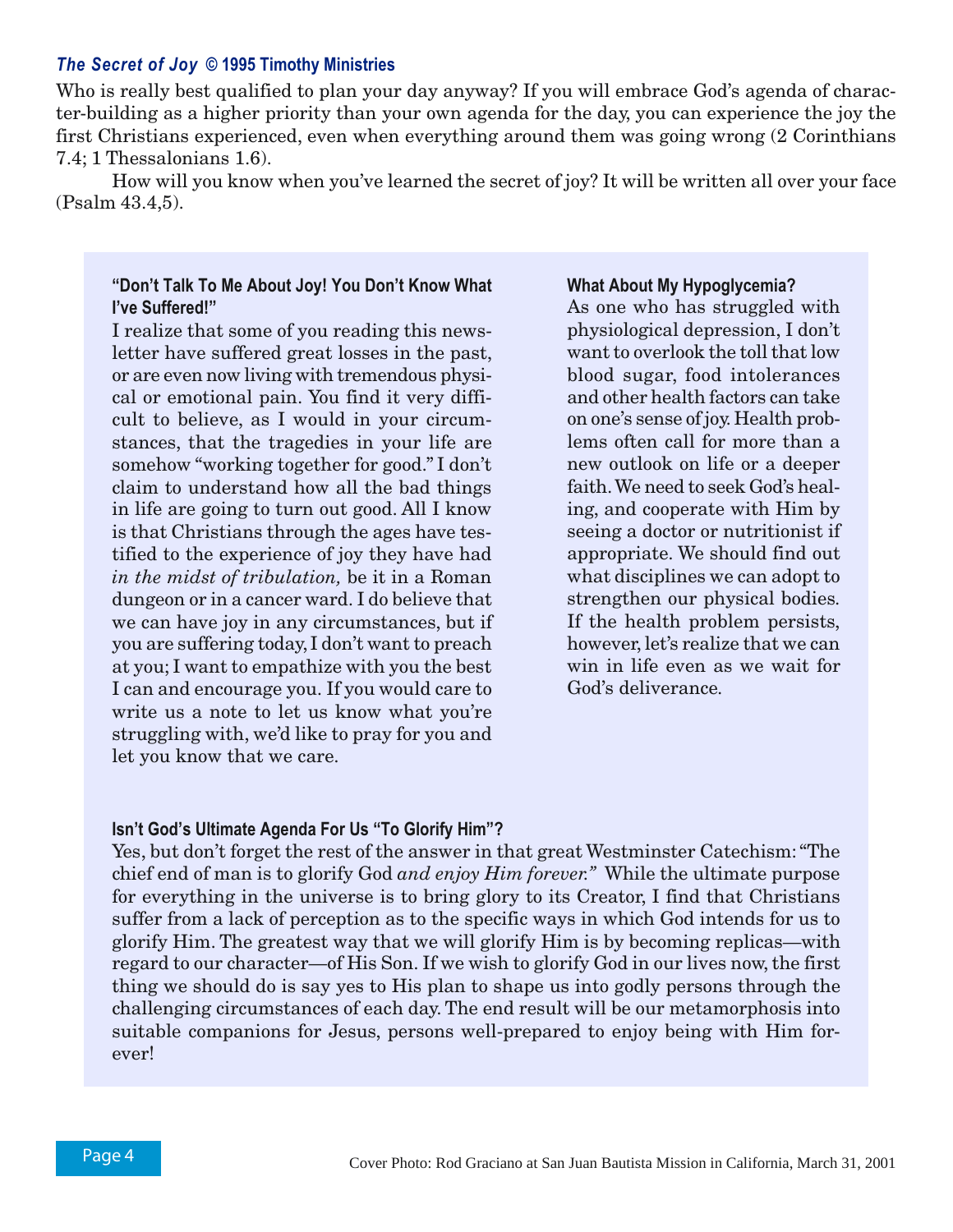***The Secret of Joy* © 1995 Timothy Ministries**

Who is really best qualified to plan your day anyway? If you will embrace God's agenda of character-building as a higher priority than your own agenda for the day, you can experience the joy the first Christians experienced, even when everything around them was going wrong (2 Corinthians 7.4; 1 Thessalonians 1.6).

How will you know when you've learned the secret of joy? It will be written all over your face (Psalm 43.4,5).

### "Don't Talk To Me About Joy! You Don't Know What I've Suffered!"

I realize that some of you reading this newsletter have suffered great losses in the past, or are even now living with tremendous physical or emotional pain. You find it very difficult to believe, as I would in your circumstances, that the tragedies in your life are somehow "working together for good." I don't claim to understand how all the bad things in life are going to turn out good. All I know is that Christians through the ages have testified to the experience of joy they have had *in the midst of tribulation,* be it in a Roman dungeon or in a cancer ward. I do believe that we can have joy in any circumstances, but if you are suffering today, I don't want to preach at you; I want to empathize with you the best I can and encourage you. If you would care to write us a note to let us know what you're struggling with, we'd like to pray for you and let you know that we care.

### What About My Hypoglycemia?

As one who has struggled with physiological depression, I don't want to overlook the toll that low blood sugar, food intolerances and other health factors can take on one's sense of joy. Health problems often call for more than a new outlook on life or a deeper faith. We need to seek God's healing, and cooperate with Him by seeing a doctor or nutritionist if appropriate. We should find out what disciplines we can adopt to strengthen our physical bodies. If the health problem persists, however, let's realize that we can win in life even as we wait for God's deliverance.

### Isn't God's Ultimate Agenda For Us "To Glorify Him"?

Yes, but don't forget the rest of the answer in that great Westminster Catechism: "The chief end of man is to glorify God *and enjoy Him forever."* While the ultimate purpose for everything in the universe is to bring glory to its Creator, I find that Christians suffer from a lack of perception as to the specific ways in which God intends for us to glorify Him. The greatest way that we will glorify Him is by becoming replicas—with regard to our character—of His Son. If we wish to glorify God in our lives now, the first thing we should do is say yes to His plan to shape us into godly persons through the challenging circumstances of each day. The end result will be our metamorphosis into suitable companions for Jesus, persons well-prepared to enjoy being with Him forever!

Cover Photo: Rod Graciano at San Juan Bautista Mission in California, March 31, 2001